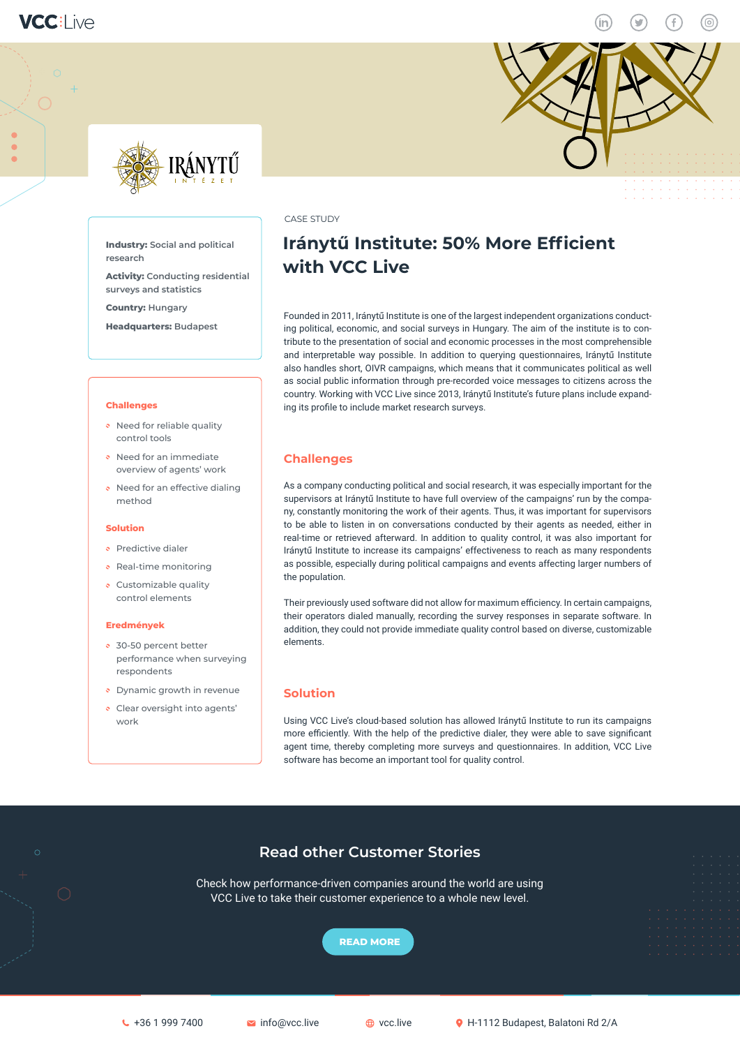**Industry:** Social and political research

**Activity:** Conducting residential surveys and statistics

**Country:** Hungary

**Headquarters:** Budapest

**Challenges**

- Need for reliable quality control tools
- Need for an immediate overview of agents' work
- Need for an effective dialing method

**Solution**

- Predictive dialer
- Real-time monitoring
- Customizable quality control elements

**Eredmények**

- 30-50 percent better performance when surveying respondents
- Dynamic growth in revenue
- Clear oversight into agents' work

CASE STUDY

# Iránytű Institute: 50% More Efficient with VCC Live

Founded in 2011, Iránytű Institute is one of the largest independent organizations conducting political, economic, and social surveys in Hungary. The aim of the institute is to contribute to the presentation of social and economic processes in the most comprehensible and interpretable way possible. In addition to querying questionnaires, Iránytű Institute also handles short, OIVR campaigns, which means that it communicates political as well as social public information through pre-recorded voice messages to citizens across the country. Working with VCC Live since 2013, Iránytű Institute's future plans include expanding its profile to include market research surveys.

## Challenges

As a company conducting political and social research, it was especially important for the supervisors at Iránytű Institute to have full overview of the campaigns' run by the company, constantly monitoring the work of their agents. Thus, it was important for supervisors to be able to listen in on conversations conducted by their agents as needed, either in real-time or retrieved afterward. In addition to quality control, it was also important for Iránytű Institute to increase its campaigns' effectiveness to reach as many respondents as possible, especially during political campaigns and events affecting larger numbers of the population.

Their previously used software did not allow for maximum efficiency. In certain campaigns, their operators dialed manually, recording the survey responses in separate software. In addition, they could not provide immediate quality control based on diverse, customizable elements.

## Solution

Using VCC Live's cloud-based solution has allowed Iránytű Institute to run its campaigns more efficiently. With the help of the predictive dialer, they were able to save significant agent time, thereby completing more surveys and questionnaires. In addition, VCC Live software has become an important tool for quality control.

## Read other Customer Stories

Check how performance-driven companies around the world are using VCC Live to take their customer experience to a whole new level.

READ MORE

+36 1 999 7400 | info@vcc.live | vcc.live | H-1112 Budapest, Balatoni Rd 2/A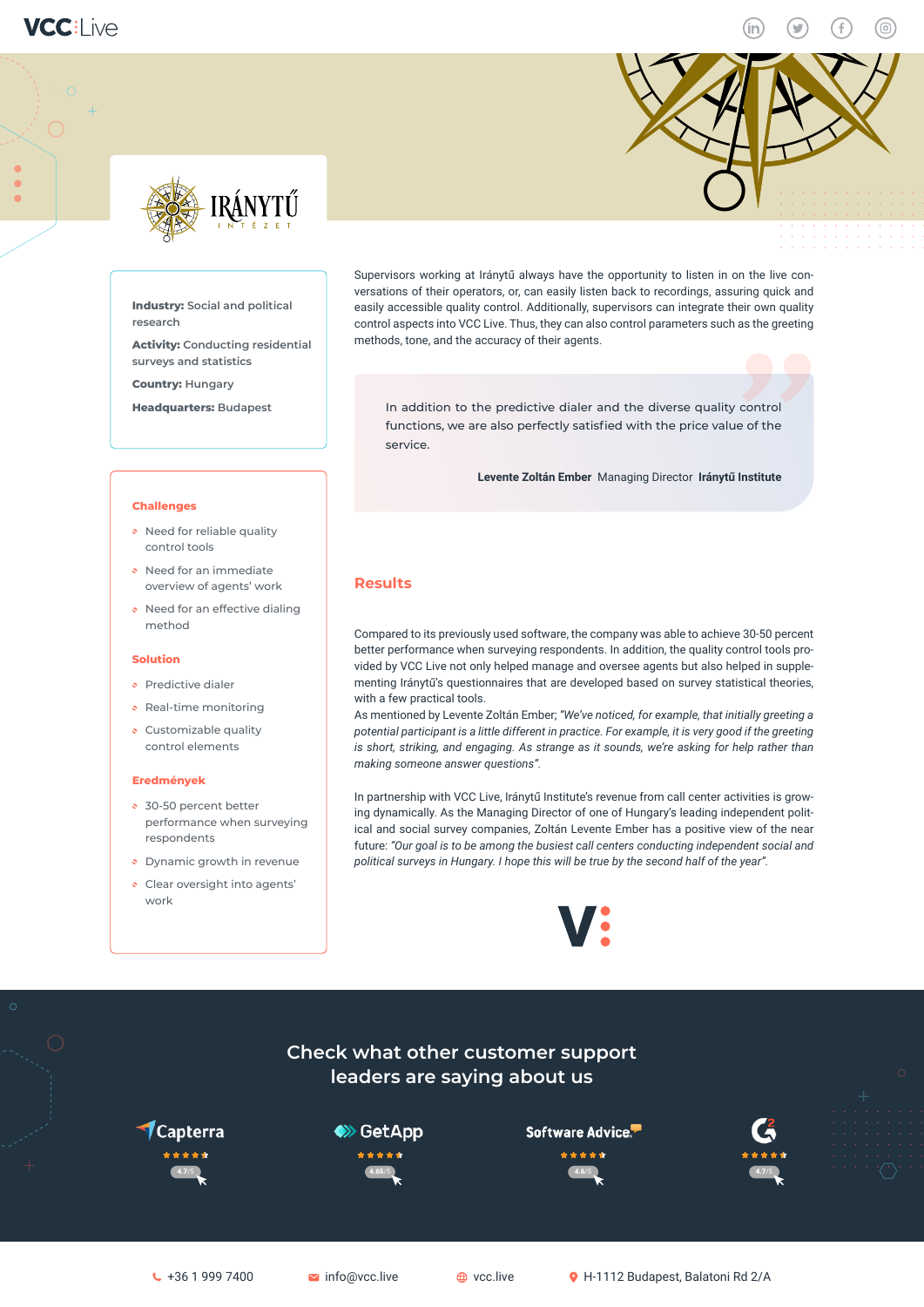IRÁNYTŰ INTÉZET

**Industry:** Social and political research

**Activity:** Conducting residential surveys and statistics

**Country:** Hungary

**Headquarters:** Budapest

**Challenges**

- Need for reliable quality control tools
- Need for an immediate overview of agents' work
- Need for an effective dialing method

**Solution**

- Predictive dialer
- Real-time monitoring
- Customizable quality control elements

**Eredmények**

- 30-50 percent better performance when surveying respondents
- Dynamic growth in revenue
- Clear oversight into agents' work

Supervisors working at Iránytű always have the opportunity to listen in on the live conversations of their operators, or, can easily listen back to recordings, assuring quick and easily accessible quality control. Additionally, supervisors can integrate their own quality control aspects into VCC Live. Thus, they can also control parameters such as the greeting methods, tone, and the accuracy of their agents.

> In addition to the predictive dialer and the diverse quality control functions, we are also perfectly satisfied with the price value of the service.
>
> **Levente Zoltán Ember** Managing Director **Iránytű Institute**

## Results

Compared to its previously used software, the company was able to achieve 30-50 percent better performance when surveying respondents. In addition, the quality control tools provided by VCC Live not only helped manage and oversee agents but also helped in supplementing Iránytű's questionnaires that are developed based on survey statistical theories, with a few practical tools.
As mentioned by Levente Zoltán Ember; *"We've noticed, for example, that initially greeting a potential participant is a little different in practice. For example, it is very good if the greeting is short, striking, and engaging. As strange as it sounds, we're asking for help rather than making someone answer questions".*

In partnership with VCC Live, Iránytű Institute's revenue from call center activities is growing dynamically. As the Managing Director of one of Hungary's leading independent political and social survey companies, Zoltán Levente Ember has a positive view of the near future: *"Our goal is to be among the busiest call centers conducting independent social and political surveys in Hungary. I hope this will be true by the second half of the year".*

Check what other customer support leaders are saying about us

Capterra 4.7/5

GetApp 4.65/5

Software Advice 4.6/5

G2 4.7/5

+36 1 999 7400 | info@vcc.live | vcc.live | H-1112 Budapest, Balatoni Rd 2/A